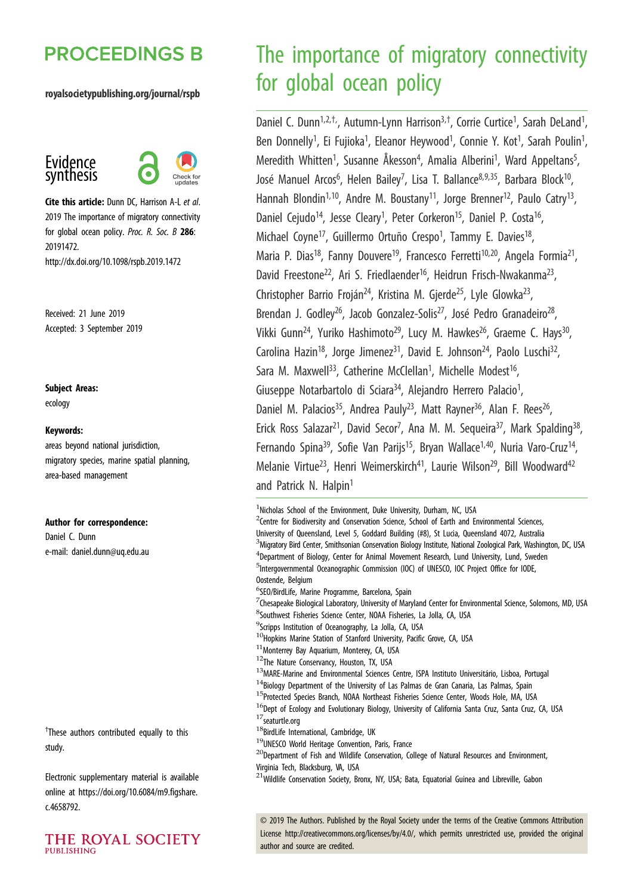# PROCEEDINGS B

**royalsocietypublishing.org/journal/rspb**

Evidence synthesis

**Cite this article:** Dunn DC, Harrison A-L *et al.* 2019 The importance of migratory connectivity for global ocean policy. *Proc. R. Soc. B* **286**: 20191472.
http://dx.doi.org/10.1098/rspb.2019.1472

Received: 21 June 2019
Accepted: 3 September 2019

**Subject Areas:**
ecology

**Keywords:**
areas beyond national jurisdiction, migratory species, marine spatial planning, area-based management

**Author for correspondence:**
Daniel C. Dunn
e-mail: daniel.dunn@uq.edu.au

[†]These authors contributed equally to this study.

Electronic supplementary material is available online at https://doi.org/10.6084/m9.figshare.c.4658792.

# The importance of migratory connectivity for global ocean policy

Daniel C. Dunn[1,2,†], Autumn-Lynn Harrison[3,†], Corrie Curtice[1], Sarah DeLand[1], Ben Donnelly[1], Ei Fujioka[1], Eleanor Heywood[1], Connie Y. Kot[1], Sarah Poulin[1], Meredith Whitten[1], Susanne Åkesson[4], Amalia Alberini[1], Ward Appeltans[5], José Manuel Arcos[6], Helen Bailey[7], Lisa T. Ballance[8,9,35], Barbara Block[10], Hannah Blondin[1,10], Andre M. Boustany[11], Jorge Brenner[12], Paulo Catry[13], Daniel Cejudo[14], Jesse Cleary[1], Peter Corkeron[15], Daniel P. Costa[16], Michael Coyne[17], Guillermo Ortuño Crespo[1], Tammy E. Davies[18], Maria P. Dias[18], Fanny Douvere[19], Francesco Ferretti[10,20], Angela Formia[21], David Freestone[22], Ari S. Friedlaender[16], Heidrun Frisch-Nwakanma[23], Christopher Barrio Froján[24], Kristina M. Gjerde[25], Lyle Glowka[23], Brendan J. Godley[26], Jacob Gonzalez-Solis[27], José Pedro Granadeiro[28], Vikki Gunn[24], Yuriko Hashimoto[29], Lucy M. Hawkes[26], Graeme C. Hays[30], Carolina Hazin[18], Jorge Jimenez[31], David E. Johnson[24], Paolo Luschi[32], Sara M. Maxwell[33], Catherine McClellan[1], Michelle Modest[16], Giuseppe Notarbartolo di Sciara[34], Alejandro Herrero Palacio[1], Daniel M. Palacios[35], Andrea Pauly[23], Matt Rayner[36], Alan F. Rees[26], Erick Ross Salazar[21], David Secor[7], Ana M. M. Sequeira[37], Mark Spalding[38], Fernando Spina[39], Sofie Van Parijs[15], Bryan Wallace[1,40], Nuria Varo-Cruz[14], Melanie Virtue[23], Henri Weimerskirch[41], Laurie Wilson[29], Bill Woodward[42] and Patrick N. Halpin[1]

[1]Nicholas School of the Environment, Duke University, Durham, NC, USA
[2]Centre for Biodiversity and Conservation Science, School of Earth and Environmental Sciences, University of Queensland, Level 5, Goddard Building (#8), St Lucia, Queensland 4072, Australia
[3]Migratory Bird Center, Smithsonian Conservation Biology Institute, National Zoological Park, Washington, DC, USA
[4]Department of Biology, Center for Animal Movement Research, Lund University, Lund, Sweden
[5]Intergovernmental Oceanographic Commission (IOC) of UNESCO, IOC Project Office for IODE, Oostende, Belgium
[6]SEO/BirdLife, Marine Programme, Barcelona, Spain
[7]Chesapeake Biological Laboratory, University of Maryland Center for Environmental Science, Solomons, MD, USA
[8]Southwest Fisheries Science Center, NOAA Fisheries, La Jolla, CA, USA
[9]Scripps Institution of Oceanography, La Jolla, CA, USA
[10]Hopkins Marine Station of Stanford University, Pacific Grove, CA, USA
[11]Monterey Bay Aquarium, Monterey, CA, USA
[12]The Nature Conservancy, Houston, TX, USA
[13]MARE-Marine and Environmental Sciences Centre, ISPA Instituto Universitário, Lisboa, Portugal
[14]Biology Department of the University of Las Palmas de Gran Canaria, Las Palmas, Spain
[15]Protected Species Branch, NOAA Northeast Fisheries Science Center, Woods Hole, MA, USA
[16]Dept of Ecology and Evolutionary Biology, University of California Santa Cruz, Santa Cruz, CA, USA
[17]seaturtle.org
[18]BirdLife International, Cambridge, UK
[19]UNESCO World Heritage Convention, Paris, France
[20]Department of Fish and Wildlife Conservation, College of Natural Resources and Environment, Virginia Tech, Blacksburg, VA, USA
[21]Wildlife Conservation Society, Bronx, NY, USA; Bata, Equatorial Guinea and Libreville, Gabon

© 2019 The Authors. Published by the Royal Society under the terms of the Creative Commons Attribution License http://creativecommons.org/licenses/by/4.0/, which permits unrestricted use, provided the original author and source are credited.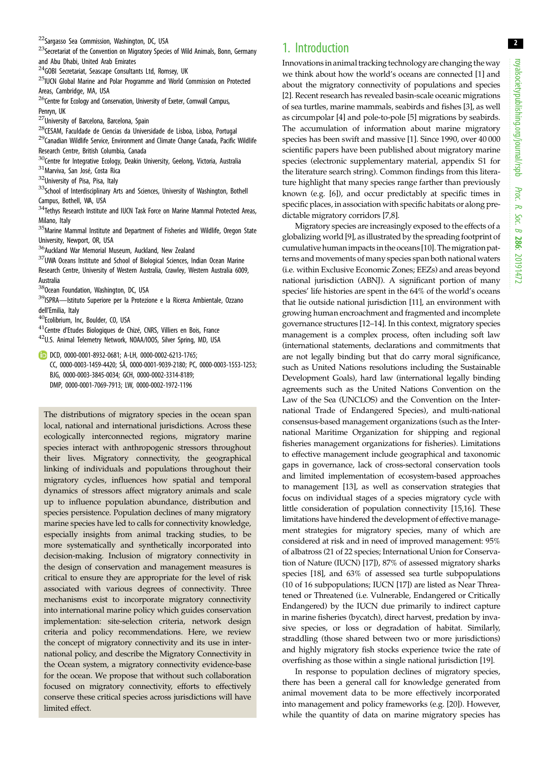[22]Sargasso Sea Commission, Washington, DC, USA

[23]Secretariat of the Convention on Migratory Species of Wild Animals, Bonn, Germany and Abu Dhabi, United Arab Emirates

[24]GOBI Secretariat, Seascape Consultants Ltd, Romsey, UK

[25]IUCN Global Marine and Polar Programme and World Commission on Protected Areas, Cambridge, MA, USA

[26]Centre for Ecology and Conservation, University of Exeter, Cornwall Campus, Penryn, UK

[27]University of Barcelona, Barcelona, Spain

[28]CESAM, Faculdade de Ciencias da Universidade de Lisboa, Lisboa, Portugal

[29]Canadian Wildlife Service, Environment and Climate Change Canada, Pacific Wildlife Research Centre, British Columbia, Canada

[30]Centre for Integrative Ecology, Deakin University, Geelong, Victoria, Australia

[31]Marviva, San José, Costa Rica

[32]University of Pisa, Pisa, Italy

[33]School of Interdisciplinary Arts and Sciences, University of Washington, Bothell Campus, Bothell, WA, USA

[34]Tethys Research Institute and IUCN Task Force on Marine Mammal Protected Areas, Milano, Italy

[35]Marine Mammal Institute and Department of Fisheries and Wildlife, Oregon State University, Newport, OR, USA

[36]Auckland War Memorial Museum, Auckland, New Zealand

[37]UWA Oceans Institute and School of Biological Sciences, Indian Ocean Marine Research Centre, University of Western Australia, Crawley, Western Australia 6009, Australia

[38]Ocean Foundation, Washington, DC, USA

[39]ISPRA—Istituto Superiore per la Protezione e la Ricerca Ambientale, Ozzano dell'Emilia, Italy

[40]Ecolibrium, Inc, Boulder, CO, USA

[41]Centre d'Etudes Biologiques de Chizé, CNRS, Villiers en Bois, France

[42]U.S. Animal Telemetry Network, NOAA/IOOS, Silver Spring, MD, USA

DCD, 0000-0001-8932-0681; A-LH, 0000-0002-6213-1765; CC, 0000-0003-1459-4420; SÅ, 0000-0001-9039-2180; PC, 0000-0003-1553-1253; BJG, 0000-0003-3845-0034; GCH, 0000-0002-3314-8189; DMP, 0000-0001-7069-7913; LW, 0000-0002-1972-1196

The distributions of migratory species in the ocean span local, national and international jurisdictions. Across these ecologically interconnected regions, migratory marine species interact with anthropogenic stressors throughout their lives. Migratory connectivity, the geographical linking of individuals and populations throughout their migratory cycles, influences how spatial and temporal dynamics of stressors affect migratory animals and scale up to influence population abundance, distribution and species persistence. Population declines of many migratory marine species have led to calls for connectivity knowledge, especially insights from animal tracking studies, to be more systematically and synthetically incorporated into decision-making. Inclusion of migratory connectivity in the design of conservation and management measures is critical to ensure they are appropriate for the level of risk associated with various degrees of connectivity. Three mechanisms exist to incorporate migratory connectivity into international marine policy which guides conservation implementation: site-selection criteria, network design criteria and policy recommendations. Here, we review the concept of migratory connectivity and its use in international policy, and describe the Migratory Connectivity in the Ocean system, a migratory connectivity evidence-base for the ocean. We propose that without such collaboration focused on migratory connectivity, efforts to effectively conserve these critical species across jurisdictions will have limited effect.

# 1. Introduction

Innovations in animal tracking technology are changing the way we think about how the world's oceans are connected [1] and about the migratory connectivity of populations and species [2]. Recent research has revealed basin-scale oceanic migrations of sea turtles, marine mammals, seabirds and fishes [3], as well as circumpolar [4] and pole-to-pole [5] migrations by seabirds. The accumulation of information about marine migratory species has been swift and massive [1]. Since 1990, over 40 000 scientific papers have been published about migratory marine species (electronic supplementary material, appendix S1 for the literature search string). Common findings from this literature highlight that many species range farther than previously known (e.g. [6]), and occur predictably at specific times in specific places, in association with specific habitats or along predictable migratory corridors [7,8].

Migratory species are increasingly exposed to the effects of a globalizing world [9], as illustrated by the spreading footprint of cumulative human impacts in the oceans [10]. The migration patterns and movements of many species span both national waters (i.e. within Exclusive Economic Zones; EEZs) and areas beyond national jurisdiction (ABNJ). A significant portion of many species' life histories are spent in the 64% of the world's oceans that lie outside national jurisdiction [11], an environment with growing human encroachment and fragmented and incomplete governance structures [12–14]. In this context, migratory species management is a complex process, often including soft law (international statements, declarations and commitments that are not legally binding but that do carry moral significance, such as United Nations resolutions including the Sustainable Development Goals), hard law (international legally binding agreements such as the United Nations Convention on the Law of the Sea (UNCLOS) and the Convention on the International Trade of Endangered Species), and multi-national consensus-based management organizations (such as the International Maritime Organization for shipping and regional fisheries management organizations for fisheries). Limitations to effective management include geographical and taxonomic gaps in governance, lack of cross-sectoral conservation tools and limited implementation of ecosystem-based approaches to management [13], as well as conservation strategies that focus on individual stages of a species migratory cycle with little consideration of population connectivity [15,16]. These limitations have hindered the development of effective management strategies for migratory species, many of which are considered at risk and in need of improved management: 95% of albatross (21 of 22 species; International Union for Conservation of Nature (IUCN) [17]), 87% of assessed migratory sharks species [18], and 63% of assessed sea turtle subpopulations (10 of 16 subpopulations; IUCN [17]) are listed as Near Threatened or Threatened (i.e. Vulnerable, Endangered or Critically Endangered) by the IUCN due primarily to indirect capture in marine fisheries (bycatch), direct harvest, predation by invasive species, or loss or degradation of habitat. Similarly, straddling (those shared between two or more jurisdictions) and highly migratory fish stocks experience twice the rate of overfishing as those within a single national jurisdiction [19].

In response to population declines of migratory species, there has been a general call for knowledge generated from animal movement data to be more effectively incorporated into management and policy frameworks (e.g. [20]). However, while the quantity of data on marine migratory species has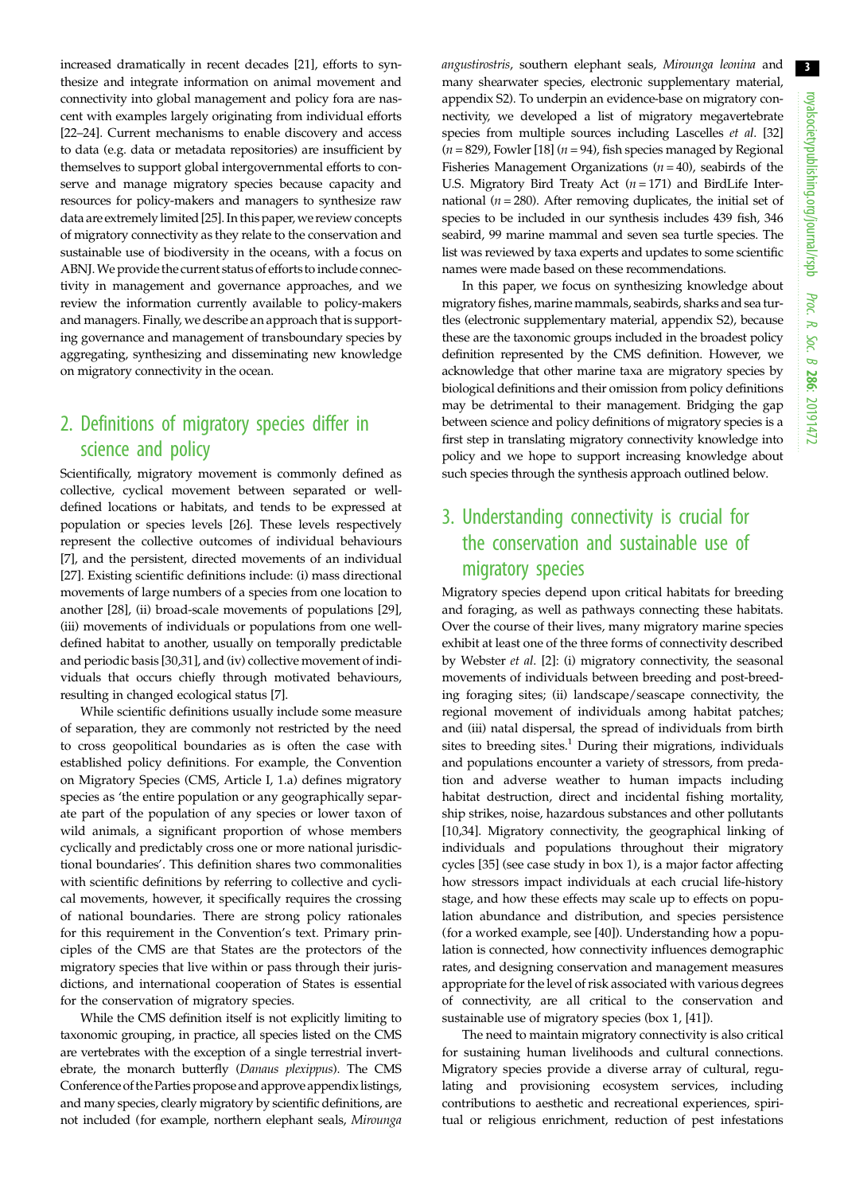increased dramatically in recent decades [21], efforts to synthesize and integrate information on animal movement and connectivity into global management and policy fora are nascent with examples largely originating from individual efforts [22–24]. Current mechanisms to enable discovery and access to data (e.g. data or metadata repositories) are insufficient by themselves to support global intergovernmental efforts to conserve and manage migratory species because capacity and resources for policy-makers and managers to synthesize raw data are extremely limited [25]. In this paper, we review concepts of migratory connectivity as they relate to the conservation and sustainable use of biodiversity in the oceans, with a focus on ABNJ. We provide the current status of efforts to include connectivity in management and governance approaches, and we review the information currently available to policy-makers and managers. Finally, we describe an approach that is supporting governance and management of transboundary species by aggregating, synthesizing and disseminating new knowledge on migratory connectivity in the ocean.

## 2. Definitions of migratory species differ in science and policy

Scientifically, migratory movement is commonly defined as collective, cyclical movement between separated or well-defined locations or habitats, and tends to be expressed at population or species levels [26]. These levels respectively represent the collective outcomes of individual behaviours [7], and the persistent, directed movements of an individual [27]. Existing scientific definitions include: (i) mass directional movements of large numbers of a species from one location to another [28], (ii) broad-scale movements of populations [29], (iii) movements of individuals or populations from one well-defined habitat to another, usually on temporally predictable and periodic basis [30,31], and (iv) collective movement of individuals that occurs chiefly through motivated behaviours, resulting in changed ecological status [7].

While scientific definitions usually include some measure of separation, they are commonly not restricted by the need to cross geopolitical boundaries as is often the case with established policy definitions. For example, the Convention on Migratory Species (CMS, Article I, 1.a) defines migratory species as 'the entire population or any geographically separate part of the population of any species or lower taxon of wild animals, a significant proportion of whose members cyclically and predictably cross one or more national jurisdictional boundaries'. This definition shares two commonalities with scientific definitions by referring to collective and cyclical movements, however, it specifically requires the crossing of national boundaries. There are strong policy rationales for this requirement in the Convention's text. Primary principles of the CMS are that States are the protectors of the migratory species that live within or pass through their jurisdictions, and international cooperation of States is essential for the conservation of migratory species.

While the CMS definition itself is not explicitly limiting to taxonomic grouping, in practice, all species listed on the CMS are vertebrates with the exception of a single terrestrial invertebrate, the monarch butterfly (*Danaus plexippus*). The CMS Conference of the Parties propose and approve appendix listings, and many species, clearly migratory by scientific definitions, are not included (for example, northern elephant seals, *Mirounga angustirostris*, southern elephant seals, *Mirounga leonina* and many shearwater species, electronic supplementary material, appendix S2). To underpin an evidence-base on migratory connectivity, we developed a list of migratory megavertebrate species from multiple sources including Lascelles *et al.* [32] ($n = 829$), Fowler [18] ($n = 94$), fish species managed by Regional Fisheries Management Organizations ($n = 40$), seabirds of the U.S. Migratory Bird Treaty Act ($n = 171$) and BirdLife International ($n = 280$). After removing duplicates, the initial set of species to be included in our synthesis includes 439 fish, 346 seabird, 99 marine mammal and seven sea turtle species. The list was reviewed by taxa experts and updates to some scientific names were made based on these recommendations.

In this paper, we focus on synthesizing knowledge about migratory fishes, marine mammals, seabirds, sharks and sea turtles (electronic supplementary material, appendix S2), because these are the taxonomic groups included in the broadest policy definition represented by the CMS definition. However, we acknowledge that other marine taxa are migratory species by biological definitions and their omission from policy definitions may be detrimental to their management. Bridging the gap between science and policy definitions of migratory species is a first step in translating migratory connectivity knowledge into policy and we hope to support increasing knowledge about such species through the synthesis approach outlined below.

## 3. Understanding connectivity is crucial for the conservation and sustainable use of migratory species

Migratory species depend upon critical habitats for breeding and foraging, as well as pathways connecting these habitats. Over the course of their lives, many migratory marine species exhibit at least one of the three forms of connectivity described by Webster *et al.* [2]: (i) migratory connectivity, the seasonal movements of individuals between breeding and post-breeding foraging sites; (ii) landscape/seascape connectivity, the regional movement of individuals among habitat patches; and (iii) natal dispersal, the spread of individuals from birth sites to breeding sites.[1] During their migrations, individuals and populations encounter a variety of stressors, from predation and adverse weather to human impacts including habitat destruction, direct and incidental fishing mortality, ship strikes, noise, hazardous substances and other pollutants [10,34]. Migratory connectivity, the geographical linking of individuals and populations throughout their migratory cycles [35] (see case study in box 1), is a major factor affecting how stressors impact individuals at each crucial life-history stage, and how these effects may scale up to effects on population abundance and distribution, and species persistence (for a worked example, see [40]). Understanding how a population is connected, how connectivity influences demographic rates, and designing conservation and management measures appropriate for the level of risk associated with various degrees of connectivity, are all critical to the conservation and sustainable use of migratory species (box 1, [41]).

The need to maintain migratory connectivity is also critical for sustaining human livelihoods and cultural connections. Migratory species provide a diverse array of cultural, regulating and provisioning ecosystem services, including contributions to aesthetic and recreational experiences, spiritual or religious enrichment, reduction of pest infestations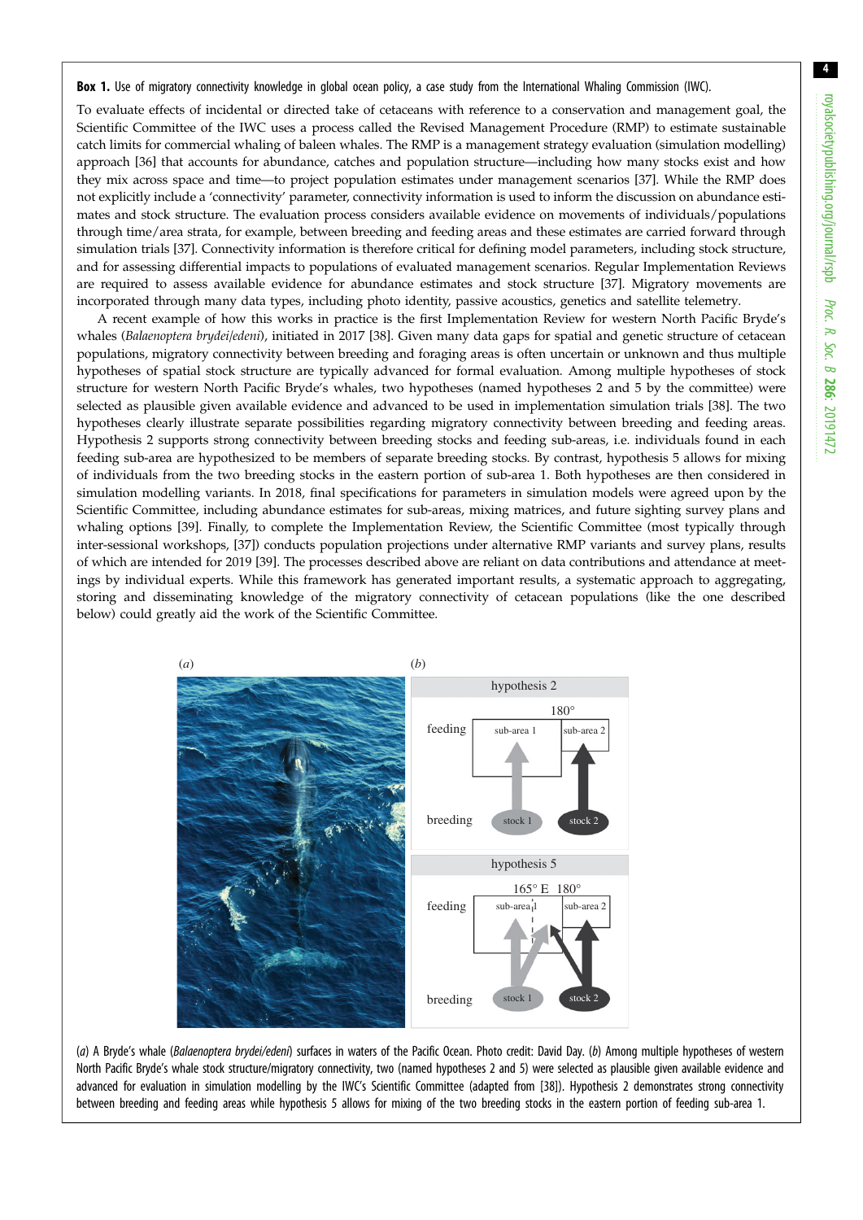**Box 1.** Use of migratory connectivity knowledge in global ocean policy, a case study from the International Whaling Commission (IWC).

To evaluate effects of incidental or directed take of cetaceans with reference to a conservation and management goal, the Scientific Committee of the IWC uses a process called the Revised Management Procedure (RMP) to estimate sustainable catch limits for commercial whaling of baleen whales. The RMP is a management strategy evaluation (simulation modelling) approach [36] that accounts for abundance, catches and population structure—including how many stocks exist and how they mix across space and time—to project population estimates under management scenarios [37]. While the RMP does not explicitly include a 'connectivity' parameter, connectivity information is used to inform the discussion on abundance estimates and stock structure. The evaluation process considers available evidence on movements of individuals/populations through time/area strata, for example, between breeding and feeding areas and these estimates are carried forward through simulation trials [37]. Connectivity information is therefore critical for defining model parameters, including stock structure, and for assessing differential impacts to populations of evaluated management scenarios. Regular Implementation Reviews are required to assess available evidence for abundance estimates and stock structure [37]. Migratory movements are incorporated through many data types, including photo identity, passive acoustics, genetics and satellite telemetry.

A recent example of how this works in practice is the first Implementation Review for western North Pacific Bryde's whales (*Balaenoptera brydei/edeni*), initiated in 2017 [38]. Given many data gaps for spatial and genetic structure of cetacean populations, migratory connectivity between breeding and foraging areas is often uncertain or unknown and thus multiple hypotheses of spatial stock structure are typically advanced for formal evaluation. Among multiple hypotheses of stock structure for western North Pacific Bryde's whales, two hypotheses (named hypotheses 2 and 5 by the committee) were selected as plausible given available evidence and advanced to be used in implementation simulation trials [38]. The two hypotheses clearly illustrate separate possibilities regarding migratory connectivity between breeding and feeding areas. Hypothesis 2 supports strong connectivity between breeding stocks and feeding sub-areas, i.e. individuals found in each feeding sub-area are hypothesized to be members of separate breeding stocks. By contrast, hypothesis 5 allows for mixing of individuals from the two breeding stocks in the eastern portion of sub-area 1. Both hypotheses are then considered in simulation modelling variants. In 2018, final specifications for parameters in simulation models were agreed upon by the Scientific Committee, including abundance estimates for sub-areas, mixing matrices, and future sighting survey plans and whaling options [39]. Finally, to complete the Implementation Review, the Scientific Committee (most typically through inter-sessional workshops, [37]) conducts population projections under alternative RMP variants and survey plans, results of which are intended for 2019 [39]. The processes described above are reliant on data contributions and attendance at meetings by individual experts. While this framework has generated important results, a systematic approach to aggregating, storing and disseminating knowledge of the migratory connectivity of cetacean populations (like the one described below) could greatly aid the work of the Scientific Committee.

(*a*) A Bryde's whale (*Balaenoptera brydei/edeni*) surfaces in waters of the Pacific Ocean. Photo credit: David Day. (*b*) Among multiple hypotheses of western North Pacific Bryde's whale stock structure/migratory connectivity, two (named hypotheses 2 and 5) were selected as plausible given available evidence and advanced for evaluation in simulation modelling by the IWC's Scientific Committee (adapted from [38]). Hypothesis 2 demonstrates strong connectivity between breeding and feeding areas while hypothesis 5 allows for mixing of the two breeding stocks in the eastern portion of feeding sub-area 1.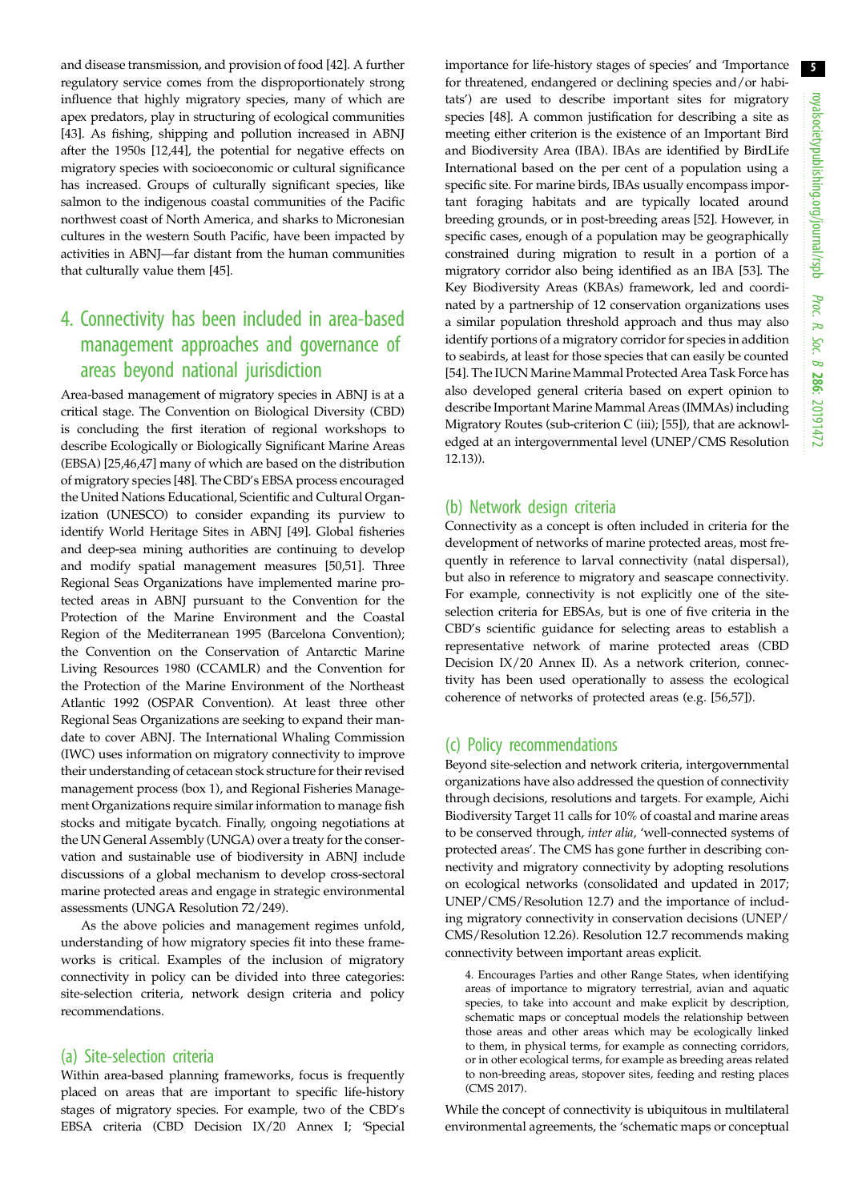and disease transmission, and provision of food [42]. A further regulatory service comes from the disproportionately strong influence that highly migratory species, many of which are apex predators, play in structuring of ecological communities [43]. As fishing, shipping and pollution increased in ABNJ after the 1950s [12,44], the potential for negative effects on migratory species with socioeconomic or cultural significance has increased. Groups of culturally significant species, like salmon to the indigenous coastal communities of the Pacific northwest coast of North America, and sharks to Micronesian cultures in the western South Pacific, have been impacted by activities in ABNJ—far distant from the human communities that culturally value them [45].

## 4. Connectivity has been included in area-based management approaches and governance of areas beyond national jurisdiction

Area-based management of migratory species in ABNJ is at a critical stage. The Convention on Biological Diversity (CBD) is concluding the first iteration of regional workshops to describe Ecologically or Biologically Significant Marine Areas (EBSA) [25,46,47] many of which are based on the distribution of migratory species [48]. The CBD's EBSA process encouraged the United Nations Educational, Scientific and Cultural Organization (UNESCO) to consider expanding its purview to identify World Heritage Sites in ABNJ [49]. Global fisheries and deep-sea mining authorities are continuing to develop and modify spatial management measures [50,51]. Three Regional Seas Organizations have implemented marine protected areas in ABNJ pursuant to the Convention for the Protection of the Marine Environment and the Coastal Region of the Mediterranean 1995 (Barcelona Convention); the Convention on the Conservation of Antarctic Marine Living Resources 1980 (CCAMLR) and the Convention for the Protection of the Marine Environment of the Northeast Atlantic 1992 (OSPAR Convention). At least three other Regional Seas Organizations are seeking to expand their mandate to cover ABNJ. The International Whaling Commission (IWC) uses information on migratory connectivity to improve their understanding of cetacean stock structure for their revised management process (box 1), and Regional Fisheries Management Organizations require similar information to manage fish stocks and mitigate bycatch. Finally, ongoing negotiations at the UN General Assembly (UNGA) over a treaty for the conservation and sustainable use of biodiversity in ABNJ include discussions of a global mechanism to develop cross-sectoral marine protected areas and engage in strategic environmental assessments (UNGA Resolution 72/249).

As the above policies and management regimes unfold, understanding of how migratory species fit into these frameworks is critical. Examples of the inclusion of migratory connectivity in policy can be divided into three categories: site-selection criteria, network design criteria and policy recommendations.

### (a) Site-selection criteria

Within area-based planning frameworks, focus is frequently placed on areas that are important to specific life-history stages of migratory species. For example, two of the CBD's EBSA criteria (CBD Decision IX/20 Annex I; 'Special importance for life-history stages of species' and 'Importance for threatened, endangered or declining species and/or habitats') are used to describe important sites for migratory species [48]. A common justification for describing a site as meeting either criterion is the existence of an Important Bird and Biodiversity Area (IBA). IBAs are identified by BirdLife International based on the per cent of a population using a specific site. For marine birds, IBAs usually encompass important foraging habitats and are typically located around breeding grounds, or in post-breeding areas [52]. However, in specific cases, enough of a population may be geographically constrained during migration to result in a portion of a migratory corridor also being identified as an IBA [53]. The Key Biodiversity Areas (KBAs) framework, led and coordinated by a partnership of 12 conservation organizations uses a similar population threshold approach and thus may also identify portions of a migratory corridor for species in addition to seabirds, at least for those species that can easily be counted [54]. The IUCN Marine Mammal Protected Area Task Force has also developed general criteria based on expert opinion to describe Important Marine Mammal Areas (IMMAs) including Migratory Routes (sub-criterion C (iii); [55]), that are acknowledged at an intergovernmental level (UNEP/CMS Resolution 12.13)).

### (b) Network design criteria

Connectivity as a concept is often included in criteria for the development of networks of marine protected areas, most frequently in reference to larval connectivity (natal dispersal), but also in reference to migratory and seascape connectivity. For example, connectivity is not explicitly one of the site-selection criteria for EBSAs, but is one of five criteria in the CBD's scientific guidance for selecting areas to establish a representative network of marine protected areas (CBD Decision IX/20 Annex II). As a network criterion, connectivity has been used operationally to assess the ecological coherence of networks of protected areas (e.g. [56,57]).

### (c) Policy recommendations

Beyond site-selection and network criteria, intergovernmental organizations have also addressed the question of connectivity through decisions, resolutions and targets. For example, Aichi Biodiversity Target 11 calls for 10% of coastal and marine areas to be conserved through, *inter alia*, 'well-connected systems of protected areas'. The CMS has gone further in describing connectivity and migratory connectivity by adopting resolutions on ecological networks (consolidated and updated in 2017; UNEP/CMS/Resolution 12.7) and the importance of including migratory connectivity in conservation decisions (UNEP/CMS/Resolution 12.26). Resolution 12.7 recommends making connectivity between important areas explicit.

> 4. Encourages Parties and other Range States, when identifying areas of importance to migratory terrestrial, avian and aquatic species, to take into account and make explicit by description, schematic maps or conceptual models the relationship between those areas and other areas which may be ecologically linked to them, in physical terms, for example as connecting corridors, or in other ecological terms, for example as breeding areas related to non-breeding areas, stopover sites, feeding and resting places (CMS 2017).

While the concept of connectivity is ubiquitous in multilateral environmental agreements, the 'schematic maps or conceptual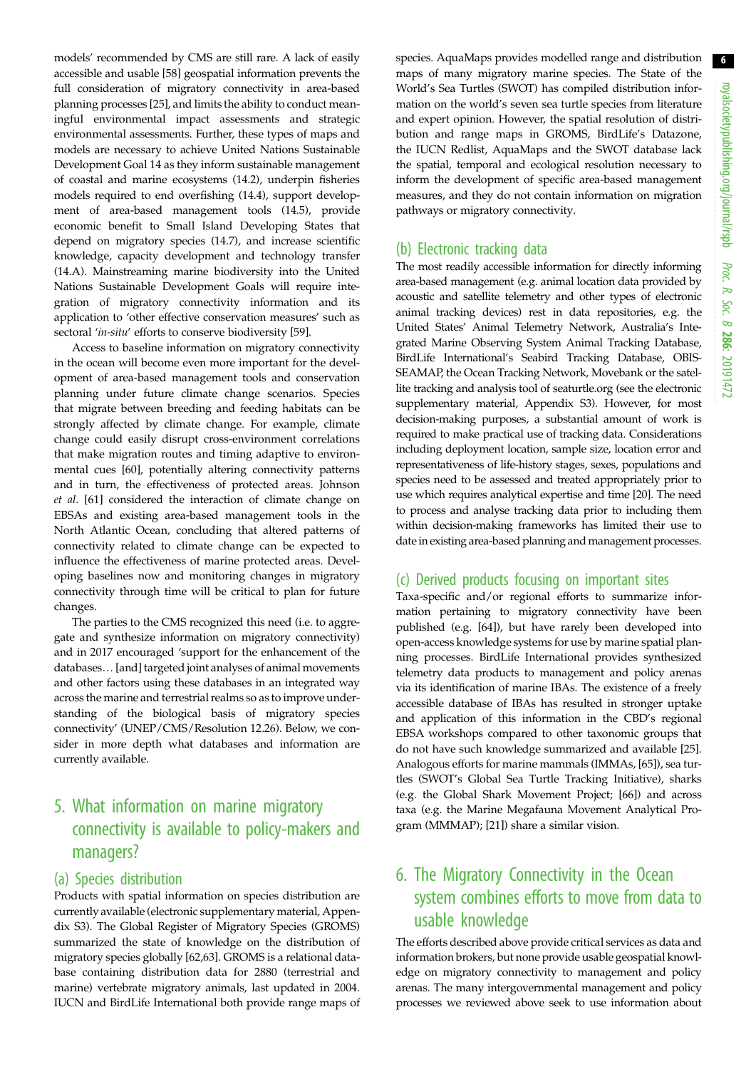models' recommended by CMS are still rare. A lack of easily accessible and usable [58] geospatial information prevents the full consideration of migratory connectivity in area-based planning processes [25], and limits the ability to conduct meaningful environmental impact assessments and strategic environmental assessments. Further, these types of maps and models are necessary to achieve United Nations Sustainable Development Goal 14 as they inform sustainable management of coastal and marine ecosystems (14.2), underpin fisheries models required to end overfishing (14.4), support development of area-based management tools (14.5), provide economic benefit to Small Island Developing States that depend on migratory species (14.7), and increase scientific knowledge, capacity development and technology transfer (14.A). Mainstreaming marine biodiversity into the United Nations Sustainable Development Goals will require integration of migratory connectivity information and its application to 'other effective conservation measures' such as sectoral '*in-situ*' efforts to conserve biodiversity [59].

Access to baseline information on migratory connectivity in the ocean will become even more important for the development of area-based management tools and conservation planning under future climate change scenarios. Species that migrate between breeding and feeding habitats can be strongly affected by climate change. For example, climate change could easily disrupt cross-environment correlations that make migration routes and timing adaptive to environmental cues [60], potentially altering connectivity patterns and in turn, the effectiveness of protected areas. Johnson *et al.* [61] considered the interaction of climate change on EBSAs and existing area-based management tools in the North Atlantic Ocean, concluding that altered patterns of connectivity related to climate change can be expected to influence the effectiveness of marine protected areas. Developing baselines now and monitoring changes in migratory connectivity through time will be critical to plan for future changes.

The parties to the CMS recognized this need (i.e. to aggregate and synthesize information on migratory connectivity) and in 2017 encouraged 'support for the enhancement of the databases… [and] targeted joint analyses of animal movements and other factors using these databases in an integrated way across the marine and terrestrial realms so as to improve understanding of the biological basis of migratory species connectivity' (UNEP/CMS/Resolution 12.26). Below, we consider in more depth what databases and information are currently available.

## 5. What information on marine migratory connectivity is available to policy-makers and managers?

### (a) Species distribution

Products with spatial information on species distribution are currently available (electronic supplementary material, Appendix S3). The Global Register of Migratory Species (GROMS) summarized the state of knowledge on the distribution of migratory species globally [62,63]. GROMS is a relational database containing distribution data for 2880 (terrestrial and marine) vertebrate migratory animals, last updated in 2004. IUCN and BirdLife International both provide range maps of species. AquaMaps provides modelled range and distribution maps of many migratory marine species. The State of the World's Sea Turtles (SWOT) has compiled distribution information on the world's seven sea turtle species from literature and expert opinion. However, the spatial resolution of distribution and range maps in GROMS, BirdLife's Datazone, the IUCN Redlist, AquaMaps and the SWOT database lack the spatial, temporal and ecological resolution necessary to inform the development of specific area-based management measures, and they do not contain information on migration pathways or migratory connectivity.

### (b) Electronic tracking data

The most readily accessible information for directly informing area-based management (e.g. animal location data provided by acoustic and satellite telemetry and other types of electronic animal tracking devices) rest in data repositories, e.g. the United States' Animal Telemetry Network, Australia's Integrated Marine Observing System Animal Tracking Database, BirdLife International's Seabird Tracking Database, OBIS-SEAMAP, the Ocean Tracking Network, Movebank or the satellite tracking and analysis tool of seaturtle.org (see the electronic supplementary material, Appendix S3). However, for most decision-making purposes, a substantial amount of work is required to make practical use of tracking data. Considerations including deployment location, sample size, location error and representativeness of life-history stages, sexes, populations and species need to be assessed and treated appropriately prior to use which requires analytical expertise and time [20]. The need to process and analyse tracking data prior to including them within decision-making frameworks has limited their use to date in existing area-based planning and management processes.

### (c) Derived products focusing on important sites

Taxa-specific and/or regional efforts to summarize information pertaining to migratory connectivity have been published (e.g. [64]), but have rarely been developed into open-access knowledge systems for use by marine spatial planning processes. BirdLife International provides synthesized telemetry data products to management and policy arenas via its identification of marine IBAs. The existence of a freely accessible database of IBAs has resulted in stronger uptake and application of this information in the CBD's regional EBSA workshops compared to other taxonomic groups that do not have such knowledge summarized and available [25]. Analogous efforts for marine mammals (IMMAs, [65]), sea turtles (SWOT's Global Sea Turtle Tracking Initiative), sharks (e.g. the Global Shark Movement Project; [66]) and across taxa (e.g. the Marine Megafauna Movement Analytical Program (MMMAP); [21]) share a similar vision.

## 6. The Migratory Connectivity in the Ocean system combines efforts to move from data to usable knowledge

The efforts described above provide critical services as data and information brokers, but none provide usable geospatial knowledge on migratory connectivity to management and policy arenas. The many intergovernmental management and policy processes we reviewed above seek to use information about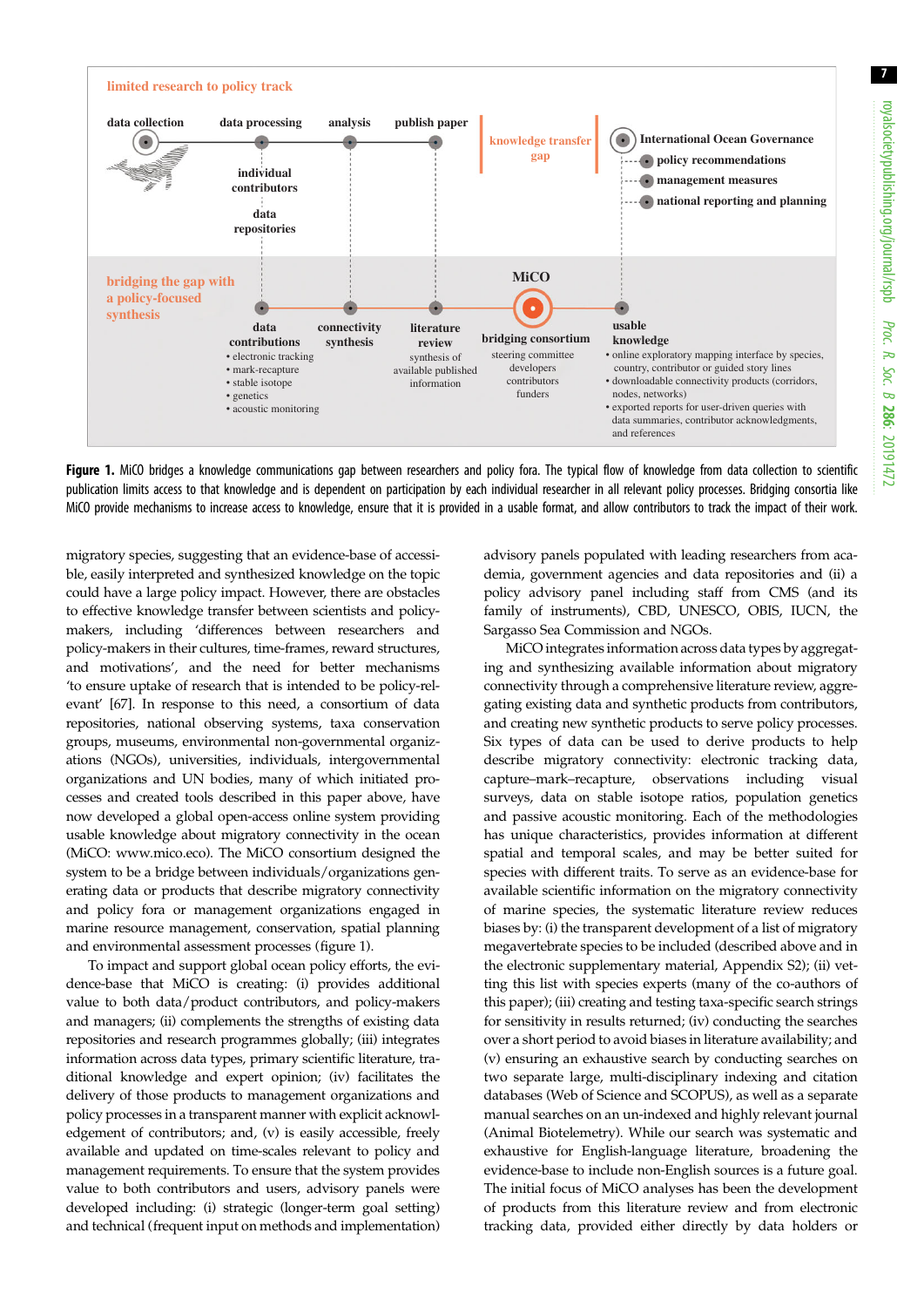**Figure 1.** MiCO bridges a knowledge communications gap between researchers and policy fora. The typical flow of knowledge from data collection to scientific publication limits access to that knowledge and is dependent on participation by each individual researcher in all relevant policy processes. Bridging consortia like MiCO provide mechanisms to increase access to knowledge, ensure that it is provided in a usable format, and allow contributors to track the impact of their work.

migratory species, suggesting that an evidence-base of accessible, easily interpreted and synthesized knowledge on the topic could have a large policy impact. However, there are obstacles to effective knowledge transfer between scientists and policy-makers, including 'differences between researchers and policy-makers in their cultures, time-frames, reward structures, and motivations', and the need for better mechanisms 'to ensure uptake of research that is intended to be policy-relevant' [67]. In response to this need, a consortium of data repositories, national observing systems, taxa conservation groups, museums, environmental non-governmental organizations (NGOs), universities, individuals, intergovernmental organizations and UN bodies, many of which initiated processes and created tools described in this paper above, have now developed a global open-access online system providing usable knowledge about migratory connectivity in the ocean (MiCO: www.mico.eco). The MiCO consortium designed the system to be a bridge between individuals/organizations generating data or products that describe migratory connectivity and policy fora or management organizations engaged in marine resource management, conservation, spatial planning and environmental assessment processes (figure 1).

To impact and support global ocean policy efforts, the evidence-base that MiCO is creating: (i) provides additional value to both data/product contributors, and policy-makers and managers; (ii) complements the strengths of existing data repositories and research programmes globally; (iii) integrates information across data types, primary scientific literature, traditional knowledge and expert opinion; (iv) facilitates the delivery of those products to management organizations and policy processes in a transparent manner with explicit acknowledgement of contributors; and, (v) is easily accessible, freely available and updated on time-scales relevant to policy and management requirements. To ensure that the system provides value to both contributors and users, advisory panels were developed including: (i) strategic (longer-term goal setting) and technical (frequent input on methods and implementation) advisory panels populated with leading researchers from academia, government agencies and data repositories and (ii) a policy advisory panel including staff from CMS (and its family of instruments), CBD, UNESCO, OBIS, IUCN, the Sargasso Sea Commission and NGOs.

MiCO integrates information across data types by aggregating and synthesizing available information about migratory connectivity through a comprehensive literature review, aggregating existing data and synthetic products from contributors, and creating new synthetic products to serve policy processes. Six types of data can be used to derive products to help describe migratory connectivity: electronic tracking data, capture–mark–recapture, observations including visual surveys, data on stable isotope ratios, population genetics and passive acoustic monitoring. Each of the methodologies has unique characteristics, provides information at different spatial and temporal scales, and may be better suited for species with different traits. To serve as an evidence-base for available scientific information on the migratory connectivity of marine species, the systematic literature review reduces biases by: (i) the transparent development of a list of migratory megavertebrate species to be included (described above and in the electronic supplementary material, Appendix S2); (ii) vetting this list with species experts (many of the co-authors of this paper); (iii) creating and testing taxa-specific search strings for sensitivity in results returned; (iv) conducting the searches over a short period to avoid biases in literature availability; and (v) ensuring an exhaustive search by conducting searches on two separate large, multi-disciplinary indexing and citation databases (Web of Science and SCOPUS), as well as a separate manual searches on an un-indexed and highly relevant journal (Animal Biotelemetry). While our search was systematic and exhaustive for English-language literature, broadening the evidence-base to include non-English sources is a future goal. The initial focus of MiCO analyses has been the development of products from this literature review and from electronic tracking data, provided either directly by data holders or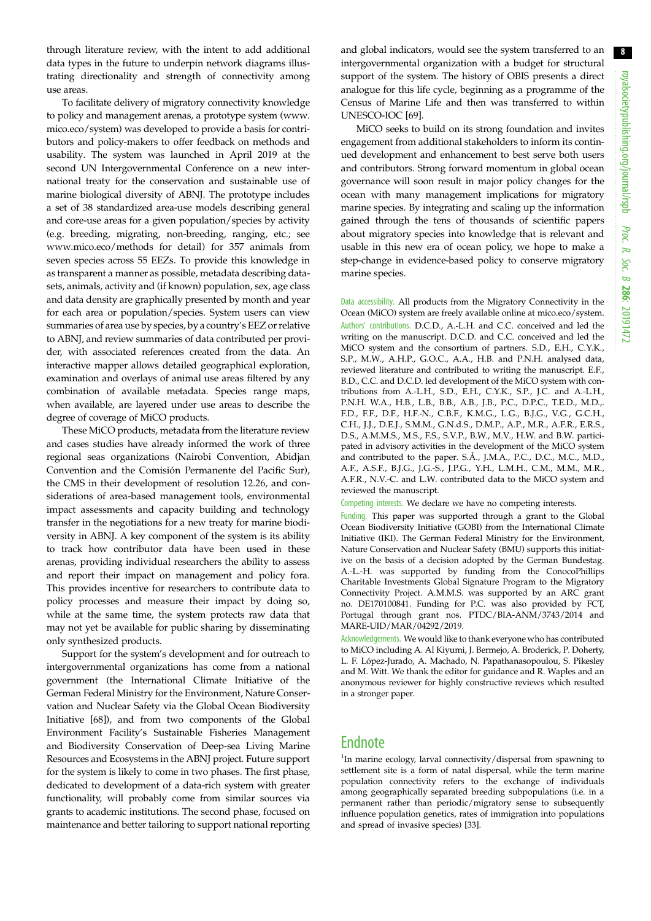through literature review, with the intent to add additional data types in the future to underpin network diagrams illustrating directionality and strength of connectivity among use areas.

To facilitate delivery of migratory connectivity knowledge to policy and management arenas, a prototype system (www.mico.eco/system) was developed to provide a basis for contributors and policy-makers to offer feedback on methods and usability. The system was launched in April 2019 at the second UN Intergovernmental Conference on a new international treaty for the conservation and sustainable use of marine biological diversity of ABNJ. The prototype includes a set of 38 standardized area-use models describing general and core-use areas for a given population/species by activity (e.g. breeding, migrating, non-breeding, ranging, etc.; see www.mico.eco/methods for detail) for 357 animals from seven species across 55 EEZs. To provide this knowledge in as transparent a manner as possible, metadata describing datasets, animals, activity and (if known) population, sex, age class and data density are graphically presented by month and year for each area or population/species. System users can view summaries of area use by species, by a country's EEZ or relative to ABNJ, and review summaries of data contributed per provider, with associated references created from the data. An interactive mapper allows detailed geographical exploration, examination and overlays of animal use areas filtered by any combination of available metadata. Species range maps, when available, are layered under use areas to describe the degree of coverage of MiCO products.

These MiCO products, metadata from the literature review and cases studies have already informed the work of three regional seas organizations (Nairobi Convention, Abidjan Convention and the Comisión Permanente del Pacific Sur), the CMS in their development of resolution 12.26, and considerations of area-based management tools, environmental impact assessments and capacity building and technology transfer in the negotiations for a new treaty for marine biodiversity in ABNJ. A key component of the system is its ability to track how contributor data have been used in these arenas, providing individual researchers the ability to assess and report their impact on management and policy fora. This provides incentive for researchers to contribute data to policy processes and measure their impact by doing so, while at the same time, the system protects raw data that may not yet be available for public sharing by disseminating only synthesized products.

Support for the system's development and for outreach to intergovernmental organizations has come from a national government (the International Climate Initiative of the German Federal Ministry for the Environment, Nature Conservation and Nuclear Safety via the Global Ocean Biodiversity Initiative [68]), and from two components of the Global Environment Facility's Sustainable Fisheries Management and Biodiversity Conservation of Deep-sea Living Marine Resources and Ecosystems in the ABNJ project. Future support for the system is likely to come in two phases. The first phase, dedicated to development of a data-rich system with greater functionality, will probably come from similar sources via grants to academic institutions. The second phase, focused on maintenance and better tailoring to support national reporting and global indicators, would see the system transferred to an intergovernmental organization with a budget for structural support of the system. The history of OBIS presents a direct analogue for this life cycle, beginning as a programme of the Census of Marine Life and then was transferred to within UNESCO-IOC [69].

MiCO seeks to build on its strong foundation and invites engagement from additional stakeholders to inform its continued development and enhancement to best serve both users and contributors. Strong forward momentum in global ocean governance will soon result in major policy changes for the ocean with many management implications for migratory marine species. By integrating and scaling up the information gained through the tens of thousands of scientific papers about migratory species into knowledge that is relevant and usable in this new era of ocean policy, we hope to make a step-change in evidence-based policy to conserve migratory marine species.

Data accessibility. All products from the Migratory Connectivity in the Ocean (MiCO) system are freely available online at mico.eco/system.

Authors' contributions. D.C.D., A.-L.H. and C.C. conceived and led the writing on the manuscript. D.C.D. and C.C. conceived and led the MiCO system and the consortium of partners. S.D., E.H., C.Y.K., S.P., M.W., A.H.P., G.O.C., A.A., H.B. and P.N.H. analysed data, reviewed literature and contributed to writing the manuscript. E.F., B.D., C.C. and D.C.D. led development of the MiCO system with contributions from A.-L.H., S.D., E.H., C.Y.K., S.P., J.C. and A.-L.H., P.N.H. W.A., H.B., L.B., B.B., A.B., J.B., P.C., D.P.C., T.E.D., M.D.,. F.D., F.F., D.F., H.F.-N., C.B.F., K.M.G., L.G., B.J.G., V.G., G.C.H., C.H., J.J., D.E.J., S.M.M., G.N.d.S., D.M.P., A.P., M.R., A.F.R., E.R.S., D.S., A.M.M.S., M.S., F.S., S.V.P., B.W., M.V., H.W. and B.W. participated in advisory activities in the development of the MiCO system and contributed to the paper. S.Å., J.M.A., P.C., D.C., M.C., M.D., A.F., A.S.F., B.J.G., J.G.-S., J.P.G., Y.H., L.M.H., C.M., M.M., M.R., A.F.R., N.V.-C. and L.W. contributed data to the MiCO system and reviewed the manuscript.

Competing interests. We declare we have no competing interests.

Funding. This paper was supported through a grant to the Global Ocean Biodiversity Initiative (GOBI) from the International Climate Initiative (IKI). The German Federal Ministry for the Environment, Nature Conservation and Nuclear Safety (BMU) supports this initiative on the basis of a decision adopted by the German Bundestag. A.-L.-H. was supported by funding from the ConocoPhillips Charitable Investments Global Signature Program to the Migratory Connectivity Project. A.M.M.S. was supported by an ARC grant no. DE170100841. Funding for P.C. was also provided by FCT, Portugal through grant nos. PTDC/BIA-ANM/3743/2014 and MARE-UID/MAR/04292/2019.

Acknowledgements. We would like to thank everyone who has contributed to MiCO including A. Al Kiyumi, J. Bermejo, A. Broderick, P. Doherty, L. F. López-Jurado, A. Machado, N. Papathanasopoulou, S. Pikesley and M. Witt. We thank the editor for guidance and R. Waples and an anonymous reviewer for highly constructive reviews which resulted in a stronger paper.

## Endnote

[1]In marine ecology, larval connectivity/dispersal from spawning to settlement site is a form of natal dispersal, while the term marine population connectivity refers to the exchange of individuals among geographically separated breeding subpopulations (i.e. in a permanent rather than periodic/migratory sense to subsequently influence population genetics, rates of immigration into populations and spread of invasive species) [33].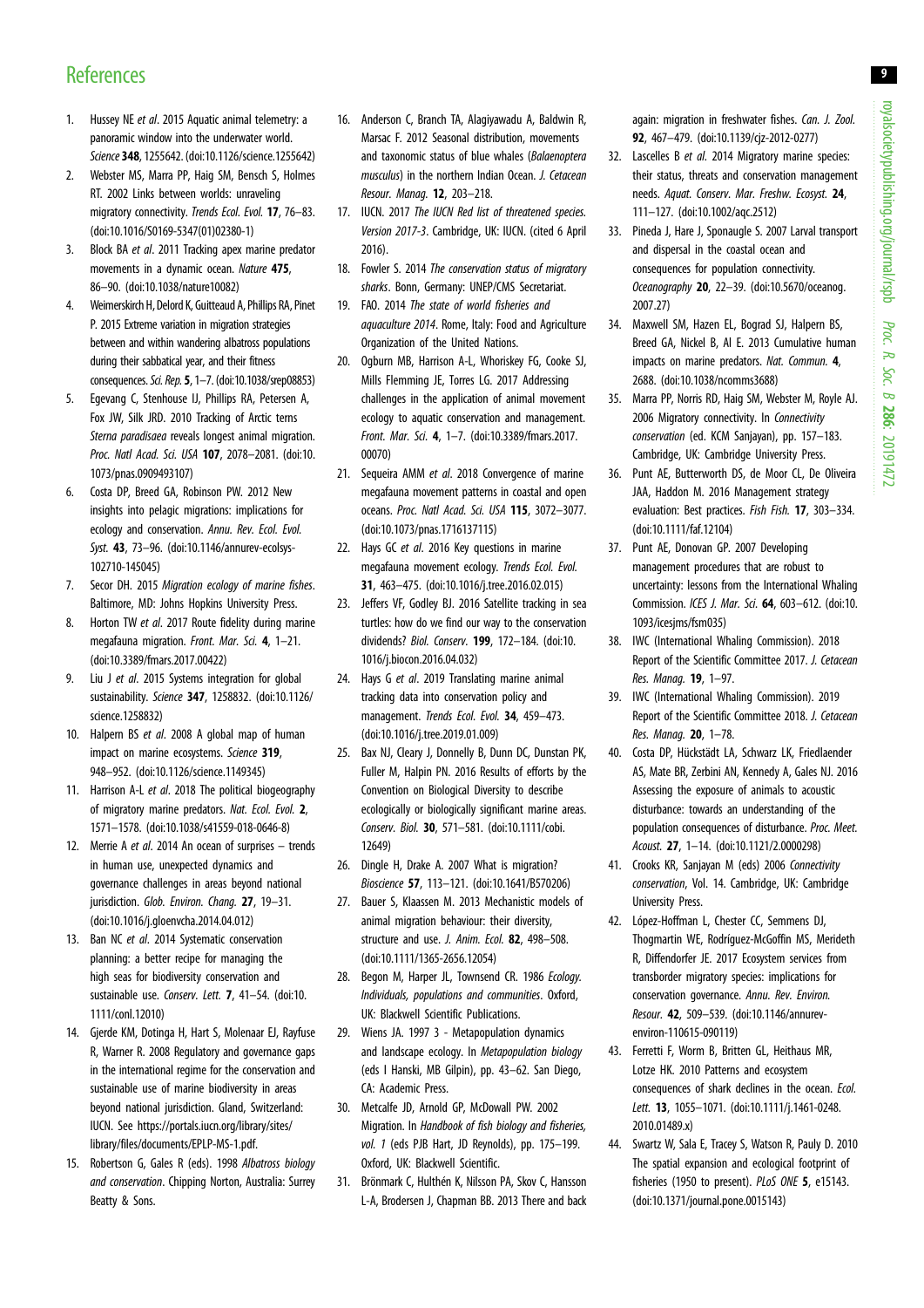## References

1. Hussey NE *et al*. 2015 Aquatic animal telemetry: a panoramic window into the underwater world. *Science* **348**, 1255642. (doi:10.1126/science.1255642)
2. Webster MS, Marra PP, Haig SM, Bensch S, Holmes RT. 2002 Links between worlds: unraveling migratory connectivity. *Trends Ecol. Evol.* **17**, 76–83. (doi:10.1016/S0169-5347(01)02380-1)
3. Block BA *et al*. 2011 Tracking apex marine predator movements in a dynamic ocean. *Nature* **475**, 86–90. (doi:10.1038/nature10082)
4. Weimerskirch H, Delord K, Guitteaud A, Phillips RA, Pinet P. 2015 Extreme variation in migration strategies between and within wandering albatross populations during their sabbatical year, and their fitness consequences. *Sci. Rep.* **5**, 1–7. (doi:10.1038/srep08853)
5. Egevang C, Stenhouse IJ, Phillips RA, Petersen A, Fox JW, Silk JRD. 2010 Tracking of Arctic terns *Sterna paradisaea* reveals longest animal migration. *Proc. Natl Acad. Sci. USA* **107**, 2078–2081. (doi:10.1073/pnas.0909493107)
6. Costa DP, Breed GA, Robinson PW. 2012 New insights into pelagic migrations: implications for ecology and conservation. *Annu. Rev. Ecol. Evol. Syst.* **43**, 73–96. (doi:10.1146/annurev-ecolsys-102710-145045)
7. Secor DH. 2015 *Migration ecology of marine fishes*. Baltimore, MD: Johns Hopkins University Press.
8. Horton TW *et al*. 2017 Route fidelity during marine megafauna migration. *Front. Mar. Sci.* **4**, 1–21. (doi:10.3389/fmars.2017.00422)
9. Liu J *et al*. 2015 Systems integration for global sustainability. *Science* **347**, 1258832. (doi:10.1126/science.1258832)
10. Halpern BS *et al*. 2008 A global map of human impact on marine ecosystems. *Science* **319**, 948–952. (doi:10.1126/science.1149345)
11. Harrison A-L *et al*. 2018 The political biogeography of migratory marine predators. *Nat. Ecol. Evol.* **2**, 1571–1578. (doi:10.1038/s41559-018-0646-8)
12. Merrie A *et al*. 2014 An ocean of surprises – trends in human use, unexpected dynamics and governance challenges in areas beyond national jurisdiction. *Glob. Environ. Chang.* **27**, 19–31. (doi:10.1016/j.gloenvcha.2014.04.012)
13. Ban NC *et al*. 2014 Systematic conservation planning: a better recipe for managing the high seas for biodiversity conservation and sustainable use. *Conserv. Lett.* **7**, 41–54. (doi:10.1111/conl.12010)
14. Gjerde KM, Dotinga H, Hart S, Molenaar EJ, Rayfuse R, Warner R. 2008 Regulatory and governance gaps in the international regime for the conservation and sustainable use of marine biodiversity in areas beyond national jurisdiction. Gland, Switzerland: IUCN. See https://portals.iucn.org/library/sites/library/files/documents/EPLP-MS-1.pdf.
15. Robertson G, Gales R (eds). 1998 *Albatross biology and conservation*. Chipping Norton, Australia: Surrey Beatty & Sons.
16. Anderson C, Branch TA, Alagiyawadu A, Baldwin R, Marsac F. 2012 Seasonal distribution, movements and taxonomic status of blue whales (*Balaenoptera musculus*) in the northern Indian Ocean. *J. Cetacean Resour. Manag.* **12**, 203–218.
17. IUCN. 2017 *The IUCN Red list of threatened species. Version 2017-3*. Cambridge, UK: IUCN. (cited 6 April 2016).
18. Fowler S. 2014 *The conservation status of migratory sharks*. Bonn, Germany: UNEP/CMS Secretariat.
19. FAO. 2014 *The state of world fisheries and aquaculture 2014*. Rome, Italy: Food and Agriculture Organization of the United Nations.
20. Ogburn MB, Harrison A-L, Whoriskey FG, Cooke SJ, Mills Flemming JE, Torres LG. 2017 Addressing challenges in the application of animal movement ecology to aquatic conservation and management. *Front. Mar. Sci.* **4**, 1–7. (doi:10.3389/fmars.2017.00070)
21. Sequeira AMM *et al*. 2018 Convergence of marine megafauna movement patterns in coastal and open oceans. *Proc. Natl Acad. Sci. USA* **115**, 3072–3077. (doi:10.1073/pnas.1716137115)
22. Hays GC *et al*. 2016 Key questions in marine megafauna movement ecology. *Trends Ecol. Evol.* **31**, 463–475. (doi:10.1016/j.tree.2016.02.015)
23. Jeffers VF, Godley BJ. 2016 Satellite tracking in sea turtles: how do we find our way to the conservation dividends? *Biol. Conserv.* **199**, 172–184. (doi:10.1016/j.biocon.2016.04.032)
24. Hays G *et al*. 2019 Translating marine animal tracking data into conservation policy and management. *Trends Ecol. Evol.* **34**, 459–473. (doi:10.1016/j.tree.2019.01.009)
25. Bax NJ, Cleary J, Donnelly B, Dunn DC, Dunstan PK, Fuller M, Halpin PN. 2016 Results of efforts by the Convention on Biological Diversity to describe ecologically or biologically significant marine areas. *Conserv. Biol.* **30**, 571–581. (doi:10.1111/cobi.12649)
26. Dingle H, Drake A. 2007 What is migration? *Bioscience* **57**, 113–121. (doi:10.1641/B570206)
27. Bauer S, Klaassen M. 2013 Mechanistic models of animal migration behaviour: their diversity, structure and use. *J. Anim. Ecol.* **82**, 498–508. (doi:10.1111/1365-2656.12054)
28. Begon M, Harper JL, Townsend CR. 1986 *Ecology. Individuals, populations and communities*. Oxford, UK: Blackwell Scientific Publications.
29. Wiens JA. 1997 3 - Metapopulation dynamics and landscape ecology. In *Metapopulation biology* (eds I Hanski, MB Gilpin), pp. 43–62. San Diego, CA: Academic Press.
30. Metcalfe JD, Arnold GP, McDowall PW. 2002 Migration. In *Handbook of fish biology and fisheries, vol. 1* (eds PJB Hart, JD Reynolds), pp. 175–199. Oxford, UK: Blackwell Scientific.
31. Brönmark C, Hulthén K, Nilsson PA, Skov C, Hansson L-A, Brodersen J, Chapman BB. 2013 There and back again: migration in freshwater fishes. *Can. J. Zool.* **92**, 467–479. (doi:10.1139/cjz-2012-0277)
32. Lascelles B *et al*. 2014 Migratory marine species: their status, threats and conservation management needs. *Aquat. Conserv. Mar. Freshw. Ecosyst.* **24**, 111–127. (doi:10.1002/aqc.2512)
33. Pineda J, Hare J, Sponaugle S. 2007 Larval transport and dispersal in the coastal ocean and consequences for population connectivity. *Oceanography* **20**, 22–39. (doi:10.5670/oceanog.2007.27)
34. Maxwell SM, Hazen EL, Bograd SJ, Halpern BS, Breed GA, Nickel B, Al E. 2013 Cumulative human impacts on marine predators. *Nat. Commun.* **4**, 2688. (doi:10.1038/ncomms3688)
35. Marra PP, Norris RD, Haig SM, Webster M, Royle AJ. 2006 Migratory connectivity. In *Connectivity conservation* (ed. KCM Sanjayan), pp. 157–183. Cambridge, UK: Cambridge University Press.
36. Punt AE, Butterworth DS, de Moor CL, De Oliveira JAA, Haddon M. 2016 Management strategy evaluation: Best practices. *Fish Fish.* **17**, 303–334. (doi:10.1111/faf.12104)
37. Punt AE, Donovan GP. 2007 Developing management procedures that are robust to uncertainty: lessons from the International Whaling Commission. *ICES J. Mar. Sci.* **64**, 603–612. (doi:10.1093/icesjms/fsm035)
38. IWC (International Whaling Commission). 2018 Report of the Scientific Committee 2017. *J. Cetacean Res. Manag.* **19**, 1–97.
39. IWC (International Whaling Commission). 2019 Report of the Scientific Committee 2018. *J. Cetacean Res. Manag.* **20**, 1–78.
40. Costa DP, Hückstädt LA, Schwarz LK, Friedlaender AS, Mate BR, Zerbini AN, Kennedy A, Gales NJ. 2016 Assessing the exposure of animals to acoustic disturbance: towards an understanding of the population consequences of disturbance. *Proc. Meet. Acoust.* **27**, 1–14. (doi:10.1121/2.0000298)
41. Crooks KR, Sanjayan M (eds) 2006 *Connectivity conservation*, Vol. 14. Cambridge, UK: Cambridge University Press.
42. López-Hoffman L, Chester CC, Semmens DJ, Thogmartin WE, Rodríguez-McGoffin MS, Merideth R, Diffendorfer JE. 2017 Ecosystem services from transborder migratory species: implications for conservation governance. *Annu. Rev. Environ. Resour.* **42**, 509–539. (doi:10.1146/annurev-environ-110615-090119)
43. Ferretti F, Worm B, Britten GL, Heithaus MR, Lotze HK. 2010 Patterns and ecosystem consequences of shark declines in the ocean. *Ecol. Lett.* **13**, 1055–1071. (doi:10.1111/j.1461-0248.2010.01489.x)
44. Swartz W, Sala E, Tracey S, Watson R, Pauly D. 2010 The spatial expansion and ecological footprint of fisheries (1950 to present). *PLoS ONE* **5**, e15143. (doi:10.1371/journal.pone.0015143)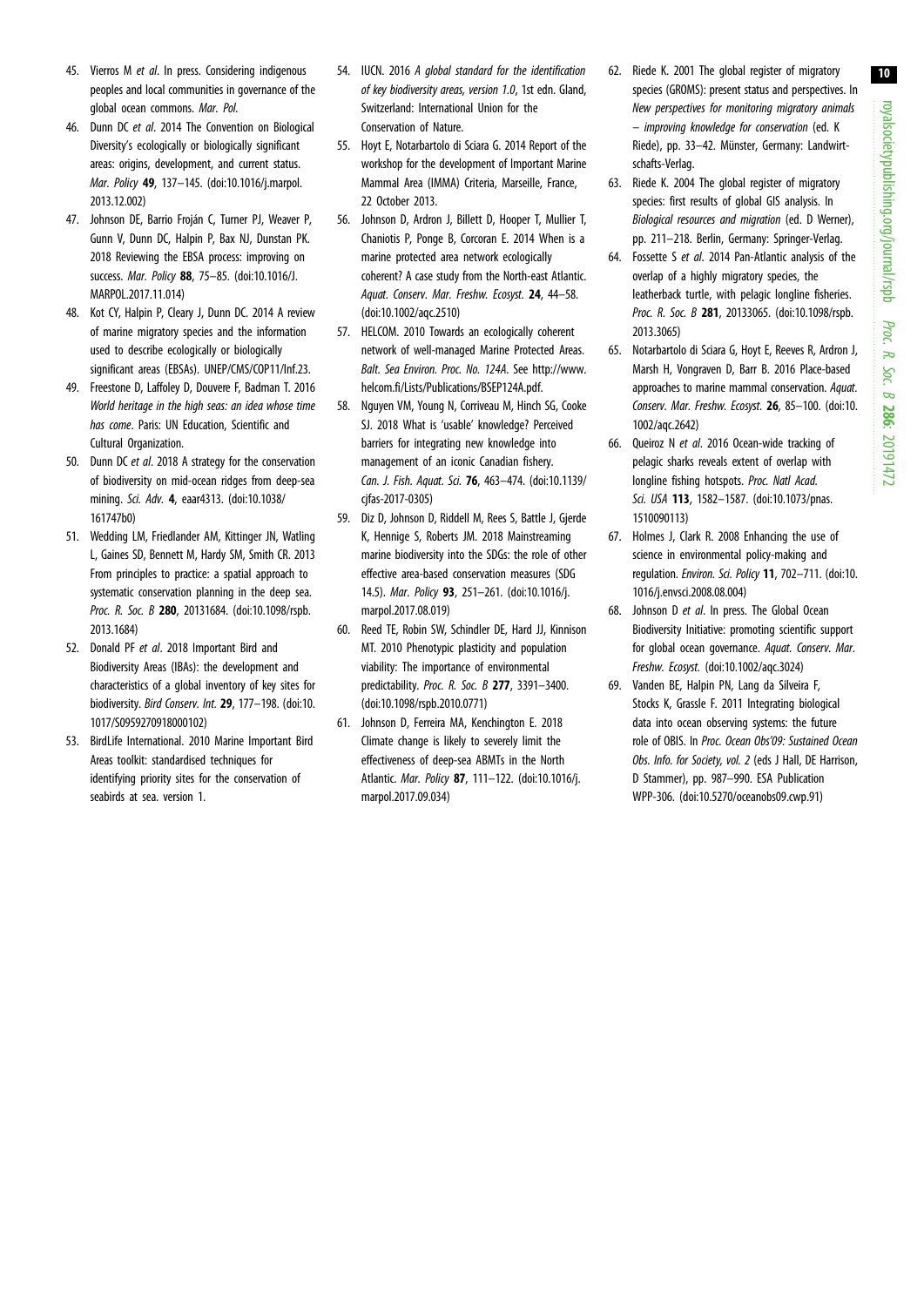45. Vierros M *et al*. In press. Considering indigenous peoples and local communities in governance of the global ocean commons. *Mar. Pol.*
46. Dunn DC *et al*. 2014 The Convention on Biological Diversity's ecologically or biologically significant areas: origins, development, and current status. *Mar. Policy* **49**, 137–145. (doi:10.1016/j.marpol.2013.12.002)
47. Johnson DE, Barrio Froján C, Turner PJ, Weaver P, Gunn V, Dunn DC, Halpin P, Bax NJ, Dunstan PK. 2018 Reviewing the EBSA process: improving on success. *Mar. Policy* **88**, 75–85. (doi:10.1016/J.MARPOL.2017.11.014)
48. Kot CY, Halpin P, Cleary J, Dunn DC. 2014 A review of marine migratory species and the information used to describe ecologically or biologically significant areas (EBSAs). UNEP/CMS/COP11/Inf.23.
49. Freestone D, Laffoley D, Douvere F, Badman T. 2016 *World heritage in the high seas: an idea whose time has come*. Paris: UN Education, Scientific and Cultural Organization.
50. Dunn DC *et al*. 2018 A strategy for the conservation of biodiversity on mid-ocean ridges from deep-sea mining. *Sci. Adv.* **4**, eaar4313. (doi:10.1038/161747b0)
51. Wedding LM, Friedlander AM, Kittinger JN, Watling L, Gaines SD, Bennett M, Hardy SM, Smith CR. 2013 From principles to practice: a spatial approach to systematic conservation planning in the deep sea. *Proc. R. Soc. B* **280**, 20131684. (doi:10.1098/rspb.2013.1684)
52. Donald PF *et al*. 2018 Important Bird and Biodiversity Areas (IBAs): the development and characteristics of a global inventory of key sites for biodiversity. *Bird Conserv. Int.* **29**, 177–198. (doi:10.1017/S0959270918000102)
53. BirdLife International. 2010 Marine Important Bird Areas toolkit: standardised techniques for identifying priority sites for the conservation of seabirds at sea. version 1.
54. IUCN. 2016 *A global standard for the identification of key biodiversity areas, version 1.0*, 1st edn. Gland, Switzerland: International Union for the Conservation of Nature.
55. Hoyt E, Notarbartolo di Sciara G. 2014 Report of the workshop for the development of Important Marine Mammal Area (IMMA) Criteria, Marseille, France, 22 October 2013.
56. Johnson D, Ardron J, Billett D, Hooper T, Mullier T, Chaniotis P, Ponge B, Corcoran E. 2014 When is a marine protected area network ecologically coherent? A case study from the North-east Atlantic. *Aquat. Conserv. Mar. Freshw. Ecosyst.* **24**, 44–58. (doi:10.1002/aqc.2510)
57. HELCOM. 2010 Towards an ecologically coherent network of well-managed Marine Protected Areas. *Balt. Sea Environ. Proc. No. 124A*. See http://www.helcom.fi/Lists/Publications/BSEP124A.pdf.
58. Nguyen VM, Young N, Corriveau M, Hinch SG, Cooke SJ. 2018 What is 'usable' knowledge? Perceived barriers for integrating new knowledge into management of an iconic Canadian fishery. *Can. J. Fish. Aquat. Sci.* **76**, 463–474. (doi:10.1139/cjfas-2017-0305)
59. Diz D, Johnson D, Riddell M, Rees S, Battle J, Gjerde K, Hennige S, Roberts JM. 2018 Mainstreaming marine biodiversity into the SDGs: the role of other effective area-based conservation measures (SDG 14.5). *Mar. Policy* **93**, 251–261. (doi:10.1016/j.marpol.2017.08.019)
60. Reed TE, Robin SW, Schindler DE, Hard JJ, Kinnison MT. 2010 Phenotypic plasticity and population viability: The importance of environmental predictability. *Proc. R. Soc. B* **277**, 3391–3400. (doi:10.1098/rspb.2010.0771)
61. Johnson D, Ferreira MA, Kenchington E. 2018 Climate change is likely to severely limit the effectiveness of deep-sea ABMTs in the North Atlantic. *Mar. Policy* **87**, 111–122. (doi:10.1016/j.marpol.2017.09.034)
62. Riede K. 2001 The global register of migratory species (GROMS): present status and perspectives. In *New perspectives for monitoring migratory animals – improving knowledge for conservation* (ed. K Riede), pp. 33–42. Münster, Germany: Landwirtschafts-Verlag.
63. Riede K. 2004 The global register of migratory species: first results of global GIS analysis. In *Biological resources and migration* (ed. D Werner), pp. 211–218. Berlin, Germany: Springer-Verlag.
64. Fossette S *et al*. 2014 Pan-Atlantic analysis of the overlap of a highly migratory species, the leatherback turtle, with pelagic longline fisheries. *Proc. R. Soc. B* **281**, 20133065. (doi:10.1098/rspb.2013.3065)
65. Notarbartolo di Sciara G, Hoyt E, Reeves R, Ardron J, Marsh H, Vongraven D, Barr B. 2016 Place-based approaches to marine mammal conservation. *Aquat. Conserv. Mar. Freshw. Ecosyst.* **26**, 85–100. (doi:10.1002/aqc.2642)
66. Queiroz N *et al*. 2016 Ocean-wide tracking of pelagic sharks reveals extent of overlap with longline fishing hotspots. *Proc. Natl Acad. Sci. USA* **113**, 1582–1587. (doi:10.1073/pnas.1510090113)
67. Holmes J, Clark R. 2008 Enhancing the use of science in environmental policy-making and regulation. *Environ. Sci. Policy* **11**, 702–711. (doi:10.1016/j.envsci.2008.08.004)
68. Johnson D *et al*. In press. The Global Ocean Biodiversity Initiative: promoting scientific support for global ocean governance. *Aquat. Conserv. Mar. Freshw. Ecosyst.* (doi:10.1002/aqc.3024)
69. Vanden BE, Halpin PN, Lang da Silveira F, Stocks K, Grassle F. 2011 Integrating biological data into ocean observing systems: the future role of OBIS. In *Proc. Ocean Obs'09: Sustained Ocean Obs. Info. for Society, vol. 2* (eds J Hall, DE Harrison, D Stammer), pp. 987–990. ESA Publication WPP-306. (doi:10.5270/oceanobs09.cwp.91)